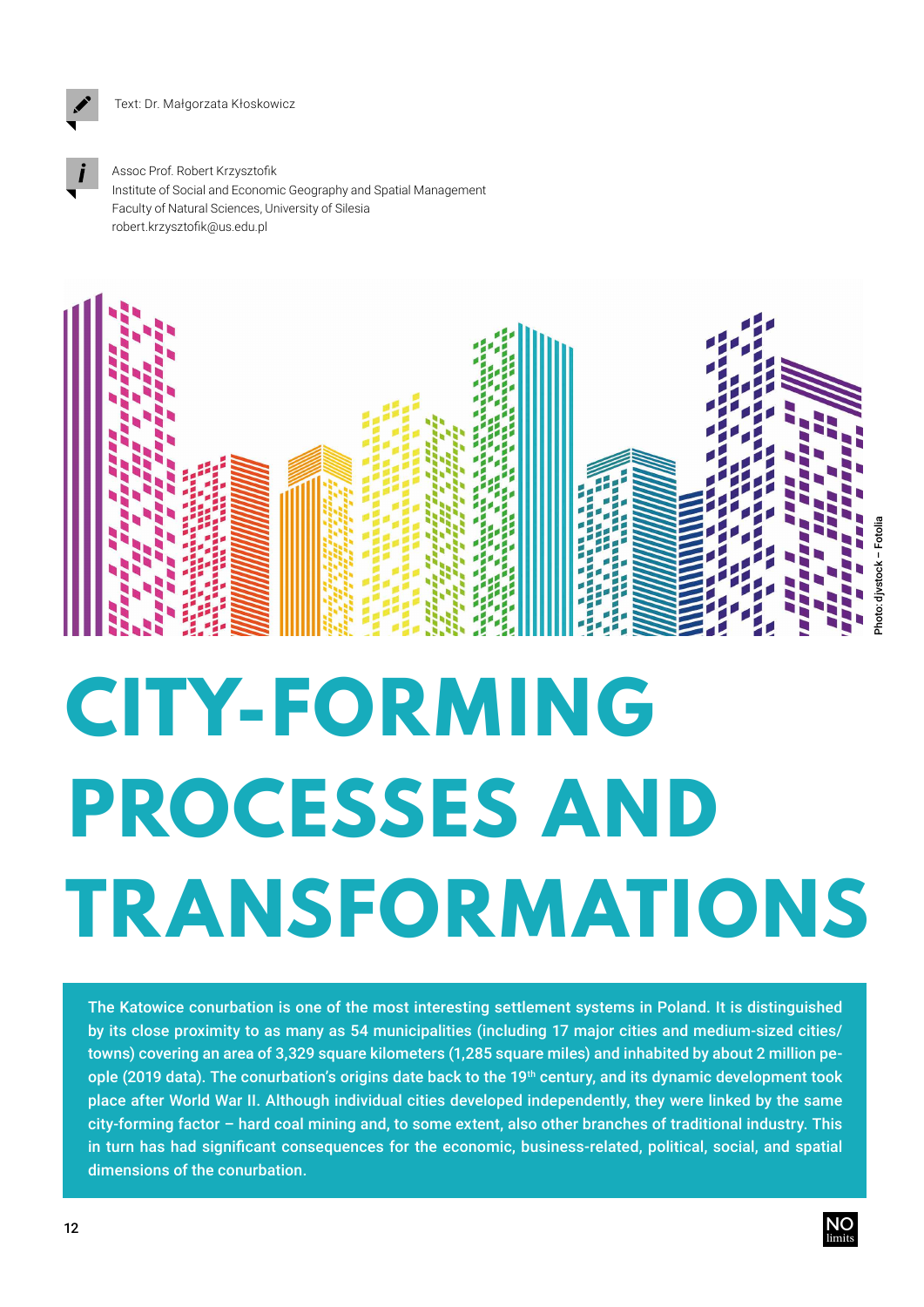Text: Dr. Małgorzata Kłoskowicz

Assoc Prof. Robert Krzysztofik
Institute of Social and Economic Geography and Spatial Management
Faculty of Natural Sciences, University of Silesia
robert.krzysztofik@us.edu.pl

Photo: djvstock – Fotolia

# CITY-FORMING PROCESSES AND TRANSFORMATIONS

**The Katowice conurbation is one of the most interesting settlement systems in Poland. It is distinguished by its close proximity to as many as 54 municipalities (including 17 major cities and medium-sized cities/towns) covering an area of 3,329 square kilometers (1,285 square miles) and inhabited by about 2 million people (2019 data). The conurbation's origins date back to the 19th century, and its dynamic development took place after World War II. Although individual cities developed independently, they were linked by the same city-forming factor – hard coal mining and, to some extent, also other branches of traditional industry. This in turn has had significant consequences for the economic, business-related, political, social, and spatial dimensions of the conurbation.**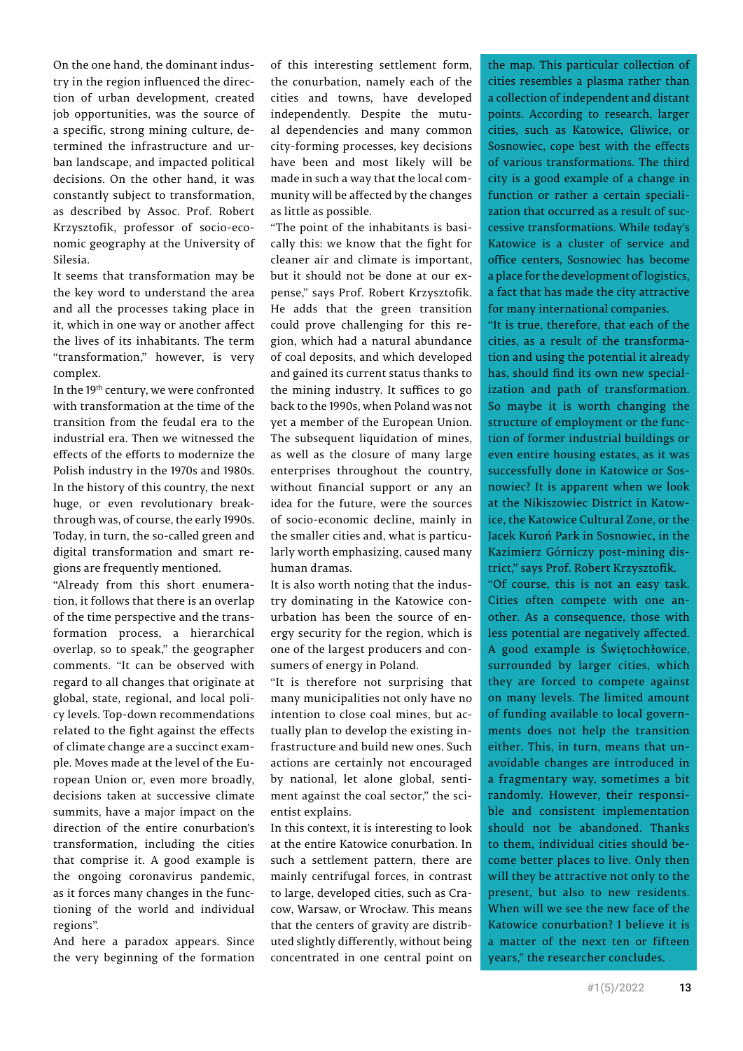On the one hand, the dominant industry in the region influenced the direction of urban development, created job opportunities, was the source of a specific, strong mining culture, determined the infrastructure and urban landscape, and impacted political decisions. On the other hand, it was constantly subject to transformation, as described by Assoc. Prof. Robert Krzysztofik, professor of socio-economic geography at the University of Silesia.

It seems that transformation may be the key word to understand the area and all the processes taking place in it, which in one way or another affect the lives of its inhabitants. The term "transformation," however, is very complex.

In the 19th century, we were confronted with transformation at the time of the transition from the feudal era to the industrial era. Then we witnessed the effects of the efforts to modernize the Polish industry in the 1970s and 1980s. In the history of this country, the next huge, or even revolutionary breakthrough was, of course, the early 1990s. Today, in turn, the so-called green and digital transformation and smart regions are frequently mentioned.

"Already from this short enumeration, it follows that there is an overlap of the time perspective and the transformation process, a hierarchical overlap, so to speak," the geographer comments. "It can be observed with regard to all changes that originate at global, state, regional, and local policy levels. Top-down recommendations related to the fight against the effects of climate change are a succinct example. Moves made at the level of the European Union or, even more broadly, decisions taken at successive climate summits, have a major impact on the direction of the entire conurbation's transformation, including the cities that comprise it. A good example is the ongoing coronavirus pandemic, as it forces many changes in the functioning of the world and individual regions".

And here a paradox appears. Since the very beginning of the formation of this interesting settlement form, the conurbation, namely each of the cities and towns, have developed independently. Despite the mutual dependencies and many common city-forming processes, key decisions have been and most likely will be made in such a way that the local community will be affected by the changes as little as possible.

"The point of the inhabitants is basically this: we know that the fight for cleaner air and climate is important, but it should not be done at our expense," says Prof. Robert Krzysztofik. He adds that the green transition could prove challenging for this region, which had a natural abundance of coal deposits, and which developed and gained its current status thanks to the mining industry. It suffices to go back to the 1990s, when Poland was not yet a member of the European Union. The subsequent liquidation of mines, as well as the closure of many large enterprises throughout the country, without financial support or any an idea for the future, were the sources of socio-economic decline, mainly in the smaller cities and, what is particularly worth emphasizing, caused many human dramas.

It is also worth noting that the industry dominating in the Katowice conurbation has been the source of energy security for the region, which is one of the largest producers and consumers of energy in Poland.

"It is therefore not surprising that many municipalities not only have no intention to close coal mines, but actually plan to develop the existing infrastructure and build new ones. Such actions are certainly not encouraged by national, let alone global, sentiment against the coal sector," the scientist explains.

In this context, it is interesting to look at the entire Katowice conurbation. In such a settlement pattern, there are mainly centrifugal forces, in contrast to large, developed cities, such as Cracow, Warsaw, or Wrocław. This means that the centers of gravity are distributed slightly differently, without being concentrated in one central point on the map. This particular collection of cities resembles a plasma rather than a collection of independent and distant points. According to research, larger cities, such as Katowice, Gliwice, or Sosnowiec, cope best with the effects of various transformations. The third city is a good example of a change in function or rather a certain specialization that occurred as a result of successive transformations. While today's Katowice is a cluster of service and office centers, Sosnowiec has become a place for the development of logistics, a fact that has made the city attractive for many international companies.

"It is true, therefore, that each of the cities, as a result of the transformation and using the potential it already has, should find its own new specialization and path of transformation. So maybe it is worth changing the structure of employment or the function of former industrial buildings or even entire housing estates, as it was successfully done in Katowice or Sosnowiec? It is apparent when we look at the Nikiszowiec District in Katowice, the Katowice Cultural Zone, or the Jacek Kuroń Park in Sosnowiec, in the Kazimierz Górniczy post-mining district," says Prof. Robert Krzysztofik.

"Of course, this is not an easy task. Cities often compete with one another. As a consequence, those with less potential are negatively affected. A good example is Świętochłowice, surrounded by larger cities, which they are forced to compete against on many levels. The limited amount of funding available to local governments does not help the transition either. This, in turn, means that unavoidable changes are introduced in a fragmentary way, sometimes a bit randomly. However, their responsible and consistent implementation should not be abandoned. Thanks to them, individual cities should become better places to live. Only then will they be attractive not only to the present, but also to new residents. When will we see the new face of the Katowice conurbation? I believe it is a matter of the next ten or fifteen years," the researcher concludes.